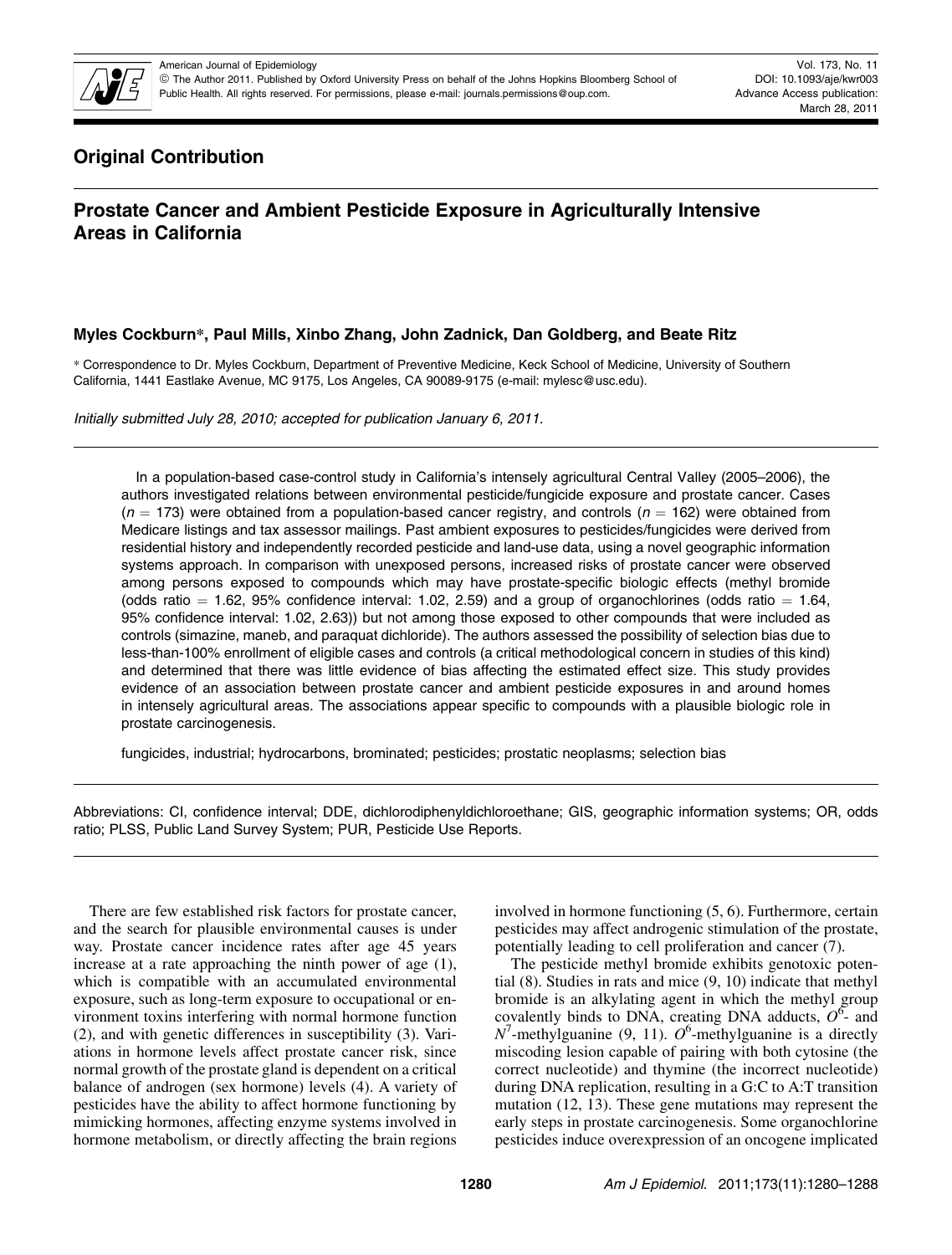## Original Contribution

# Prostate Cancer and Ambient Pesticide Exposure in Agriculturally Intensive Areas in California

**Myles Cockburn\*, Paul Mills, Xinbo Zhang, John Zadnick, Dan Goldberg, and Beate Ritz**

\* Correspondence to Dr. Myles Cockburn, Department of Preventive Medicine, Keck School of Medicine, University of Southern California, 1441 Eastlake Avenue, MC 9175, Los Angeles, CA 90089-9175 (e-mail: mylesc@usc.edu).

*Initially submitted July 28, 2010; accepted for publication January 6, 2011.*

In a population-based case-control study in California's intensely agricultural Central Valley (2005–2006), the authors investigated relations between environmental pesticide/fungicide exposure and prostate cancer. Cases ($n = 173$) were obtained from a population-based cancer registry, and controls ($n = 162$) were obtained from Medicare listings and tax assessor mailings. Past ambient exposures to pesticides/fungicides were derived from residential history and independently recorded pesticide and land-use data, using a novel geographic information systems approach. In comparison with unexposed persons, increased risks of prostate cancer were observed among persons exposed to compounds which may have prostate-specific biologic effects (methyl bromide (odds ratio = 1.62, 95% confidence interval: 1.02, 2.59) and a group of organochlorines (odds ratio = 1.64, 95% confidence interval: 1.02, 2.63)) but not among those exposed to other compounds that were included as controls (simazine, maneb, and paraquat dichloride). The authors assessed the possibility of selection bias due to less-than-100% enrollment of eligible cases and controls (a critical methodological concern in studies of this kind) and determined that there was little evidence of bias affecting the estimated effect size. This study provides evidence of an association between prostate cancer and ambient pesticide exposures in and around homes in intensely agricultural areas. The associations appear specific to compounds with a plausible biologic role in prostate carcinogenesis.

fungicides, industrial; hydrocarbons, brominated; pesticides; prostatic neoplasms; selection bias

Abbreviations: CI, confidence interval; DDE, dichlorodiphenyldichloroethane; GIS, geographic information systems; OR, odds ratio; PLSS, Public Land Survey System; PUR, Pesticide Use Reports.

There are few established risk factors for prostate cancer, and the search for plausible environmental causes is under way. Prostate cancer incidence rates after age 45 years increase at a rate approaching the ninth power of age (1), which is compatible with an accumulated environmental exposure, such as long-term exposure to occupational or environment toxins interfering with normal hormone function (2), and with genetic differences in susceptibility (3). Variations in hormone levels affect prostate cancer risk, since normal growth of the prostate gland is dependent on a critical balance of androgen (sex hormone) levels (4). A variety of pesticides have the ability to affect hormone functioning by mimicking hormones, affecting enzyme systems involved in hormone metabolism, or directly affecting the brain regions involved in hormone functioning (5, 6). Furthermore, certain pesticides may affect androgenic stimulation of the prostate, potentially leading to cell proliferation and cancer (7).

The pesticide methyl bromide exhibits genotoxic potential (8). Studies in rats and mice (9, 10) indicate that methyl bromide is an alkylating agent in which the methyl group covalently binds to DNA, creating DNA adducts, $O^6$- and $N^7$-methylguanine (9, 11). $O^6$-methylguanine is a directly miscoding lesion capable of pairing with both cytosine (the correct nucleotide) and thymine (the incorrect nucleotide) during DNA replication, resulting in a G:C to A:T transition mutation (12, 13). These gene mutations may represent the early steps in prostate carcinogenesis. Some organochlorine pesticides induce overexpression of an oncogene implicated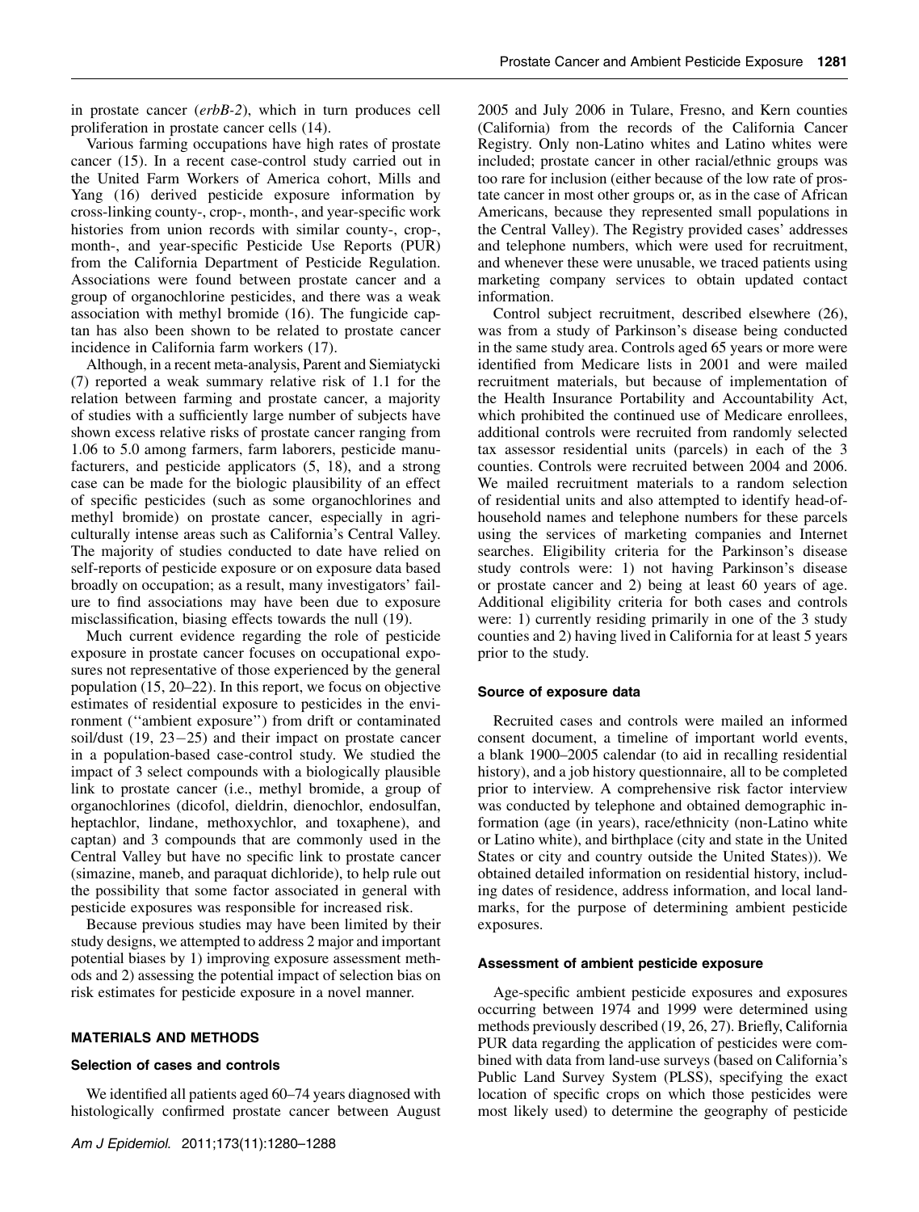in prostate cancer (*erbB-2*), which in turn produces cell proliferation in prostate cancer cells (14).

Various farming occupations have high rates of prostate cancer (15). In a recent case-control study carried out in the United Farm Workers of America cohort, Mills and Yang (16) derived pesticide exposure information by cross-linking county-, crop-, month-, and year-specific work histories from union records with similar county-, crop-, month-, and year-specific Pesticide Use Reports (PUR) from the California Department of Pesticide Regulation. Associations were found between prostate cancer and a group of organochlorine pesticides, and there was a weak association with methyl bromide (16). The fungicide captan has also been shown to be related to prostate cancer incidence in California farm workers (17).

Although, in a recent meta-analysis, Parent and Siemiatycki (7) reported a weak summary relative risk of 1.1 for the relation between farming and prostate cancer, a majority of studies with a sufficiently large number of subjects have shown excess relative risks of prostate cancer ranging from 1.06 to 5.0 among farmers, farm laborers, pesticide manufacturers, and pesticide applicators (5, 18), and a strong case can be made for the biologic plausibility of an effect of specific pesticides (such as some organochlorines and methyl bromide) on prostate cancer, especially in agriculturally intense areas such as California's Central Valley. The majority of studies conducted to date have relied on self-reports of pesticide exposure or on exposure data based broadly on occupation; as a result, many investigators' failure to find associations may have been due to exposure misclassification, biasing effects towards the null (19).

Much current evidence regarding the role of pesticide exposure in prostate cancer focuses on occupational exposures not representative of those experienced by the general population (15, 20–22). In this report, we focus on objective estimates of residential exposure to pesticides in the environment (''ambient exposure'') from drift or contaminated soil/dust (19, 23–25) and their impact on prostate cancer in a population-based case-control study. We studied the impact of 3 select compounds with a biologically plausible link to prostate cancer (i.e., methyl bromide, a group of organochlorines (dicofol, dieldrin, dienochlor, endosulfan, heptachlor, lindane, methoxychlor, and toxaphene), and captan) and 3 compounds that are commonly used in the Central Valley but have no specific link to prostate cancer (simazine, maneb, and paraquat dichloride), to help rule out the possibility that some factor associated in general with pesticide exposures was responsible for increased risk.

Because previous studies may have been limited by their study designs, we attempted to address 2 major and important potential biases by 1) improving exposure assessment methods and 2) assessing the potential impact of selection bias on risk estimates for pesticide exposure in a novel manner.

## MATERIALS AND METHODS

### Selection of cases and controls

We identified all patients aged 60–74 years diagnosed with histologically confirmed prostate cancer between August 2005 and July 2006 in Tulare, Fresno, and Kern counties (California) from the records of the California Cancer Registry. Only non-Latino whites and Latino whites were included; prostate cancer in other racial/ethnic groups was too rare for inclusion (either because of the low rate of prostate cancer in most other groups or, as in the case of African Americans, because they represented small populations in the Central Valley). The Registry provided cases' addresses and telephone numbers, which were used for recruitment, and whenever these were unusable, we traced patients using marketing company services to obtain updated contact information.

Control subject recruitment, described elsewhere (26), was from a study of Parkinson's disease being conducted in the same study area. Controls aged 65 years or more were identified from Medicare lists in 2001 and were mailed recruitment materials, but because of implementation of the Health Insurance Portability and Accountability Act, which prohibited the continued use of Medicare enrollees, additional controls were recruited from randomly selected tax assessor residential units (parcels) in each of the 3 counties. Controls were recruited between 2004 and 2006. We mailed recruitment materials to a random selection of residential units and also attempted to identify head-of-household names and telephone numbers for these parcels using the services of marketing companies and Internet searches. Eligibility criteria for the Parkinson's disease study controls were: 1) not having Parkinson's disease or prostate cancer and 2) being at least 60 years of age. Additional eligibility criteria for both cases and controls were: 1) currently residing primarily in one of the 3 study counties and 2) having lived in California for at least 5 years prior to the study.

### Source of exposure data

Recruited cases and controls were mailed an informed consent document, a timeline of important world events, a blank 1900–2005 calendar (to aid in recalling residential history), and a job history questionnaire, all to be completed prior to interview. A comprehensive risk factor interview was conducted by telephone and obtained demographic information (age (in years), race/ethnicity (non-Latino white or Latino white), and birthplace (city and state in the United States or city and country outside the United States)). We obtained detailed information on residential history, including dates of residence, address information, and local landmarks, for the purpose of determining ambient pesticide exposures.

### Assessment of ambient pesticide exposure

Age-specific ambient pesticide exposures and exposures occurring between 1974 and 1999 were determined using methods previously described (19, 26, 27). Briefly, California PUR data regarding the application of pesticides were combined with data from land-use surveys (based on California's Public Land Survey System (PLSS), specifying the exact location of specific crops on which those pesticides were most likely used) to determine the geography of pesticide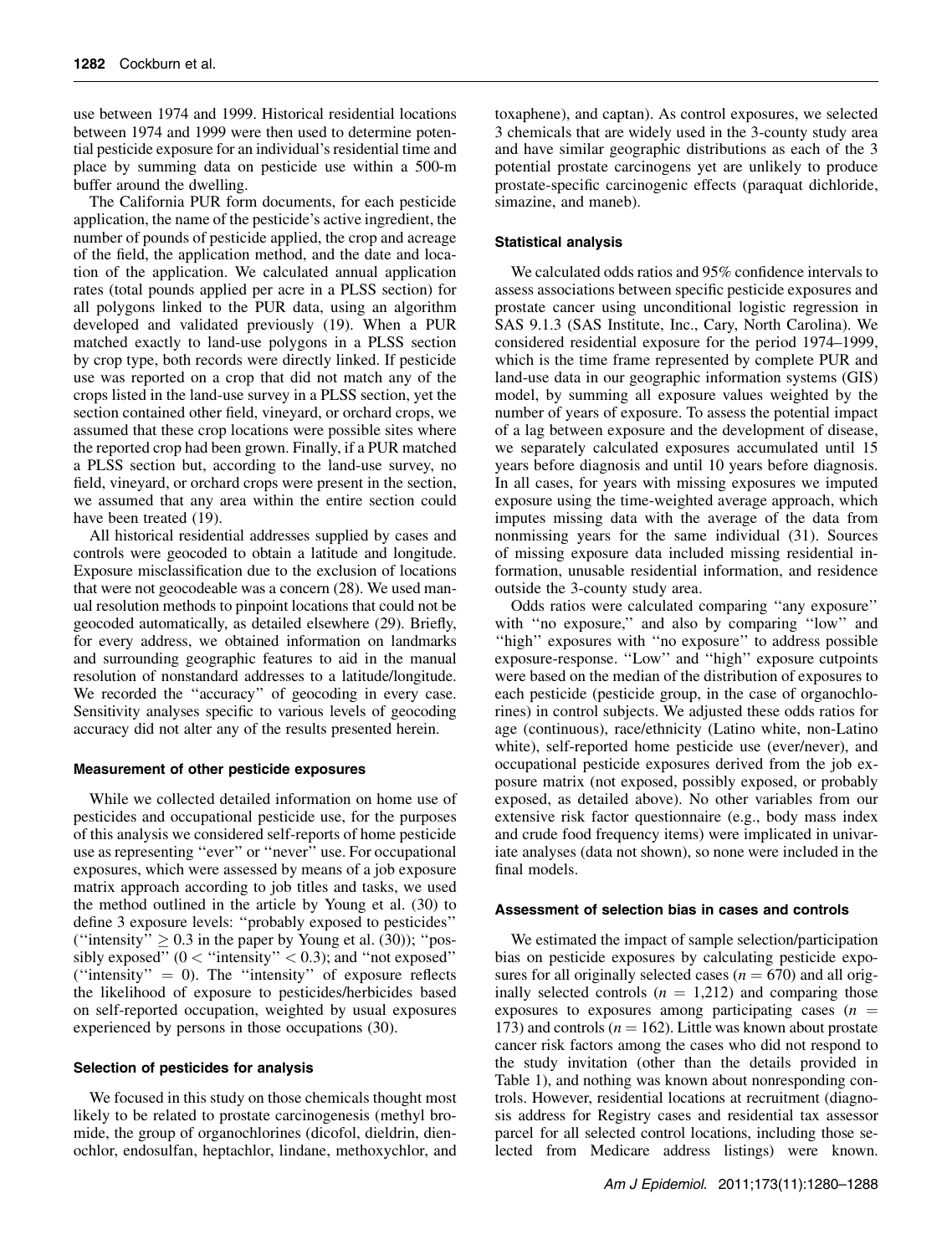use between 1974 and 1999. Historical residential locations between 1974 and 1999 were then used to determine potential pesticide exposure for an individual's residential time and place by summing data on pesticide use within a 500-m buffer around the dwelling.

The California PUR form documents, for each pesticide application, the name of the pesticide's active ingredient, the number of pounds of pesticide applied, the crop and acreage of the field, the application method, and the date and location of the application. We calculated annual application rates (total pounds applied per acre in a PLSS section) for all polygons linked to the PUR data, using an algorithm developed and validated previously (19). When a PUR matched exactly to land-use polygons in a PLSS section by crop type, both records were directly linked. If pesticide use was reported on a crop that did not match any of the crops listed in the land-use survey in a PLSS section, yet the section contained other field, vineyard, or orchard crops, we assumed that these crop locations were possible sites where the reported crop had been grown. Finally, if a PUR matched a PLSS section but, according to the land-use survey, no field, vineyard, or orchard crops were present in the section, we assumed that any area within the entire section could have been treated (19).

All historical residential addresses supplied by cases and controls were geocoded to obtain a latitude and longitude. Exposure misclassification due to the exclusion of locations that were not geocodeable was a concern (28). We used manual resolution methods to pinpoint locations that could not be geocoded automatically, as detailed elsewhere (29). Briefly, for every address, we obtained information on landmarks and surrounding geographic features to aid in the manual resolution of nonstandard addresses to a latitude/longitude. We recorded the "accuracy" of geocoding in every case. Sensitivity analyses specific to various levels of geocoding accuracy did not alter any of the results presented herein.

### Measurement of other pesticide exposures

While we collected detailed information on home use of pesticides and occupational pesticide use, for the purposes of this analysis we considered self-reports of home pesticide use as representing "ever" or "never" use. For occupational exposures, which were assessed by means of a job exposure matrix approach according to job titles and tasks, we used the method outlined in the article by Young et al. (30) to define 3 exposure levels: "probably exposed to pesticides" ("intensity" $\geq 0.3$ in the paper by Young et al. (30)); "possibly exposed" ($0 <$ "intensity" $< 0.3$); and "not exposed" ("intensity" $= 0$). The "intensity" of exposure reflects the likelihood of exposure to pesticides/herbicides based on self-reported occupation, weighted by usual exposures experienced by persons in those occupations (30).

### Selection of pesticides for analysis

We focused in this study on those chemicals thought most likely to be related to prostate carcinogenesis (methyl bromide, the group of organochlorines (dicofol, dieldrin, dienochlor, endosulfan, heptachlor, lindane, methoxychlor, and toxaphene), and captan). As control exposures, we selected 3 chemicals that are widely used in the 3-county study area and have similar geographic distributions as each of the 3 potential prostate carcinogens yet are unlikely to produce prostate-specific carcinogenic effects (paraquat dichloride, simazine, and maneb).

### Statistical analysis

We calculated odds ratios and 95% confidence intervals to assess associations between specific pesticide exposures and prostate cancer using unconditional logistic regression in SAS 9.1.3 (SAS Institute, Inc., Cary, North Carolina). We considered residential exposure for the period 1974–1999, which is the time frame represented by complete PUR and land-use data in our geographic information systems (GIS) model, by summing all exposure values weighted by the number of years of exposure. To assess the potential impact of a lag between exposure and the development of disease, we separately calculated exposures accumulated until 15 years before diagnosis and until 10 years before diagnosis. In all cases, for years with missing exposures we imputed exposure using the time-weighted average approach, which imputes missing data with the average of the data from nonmissing years for the same individual (31). Sources of missing exposure data included missing residential information, unusable residential information, and residence outside the 3-county study area.

Odds ratios were calculated comparing "any exposure" with "no exposure," and also by comparing "low" and "high" exposures with "no exposure" to address possible exposure-response. "Low" and "high" exposure cutpoints were based on the median of the distribution of exposures to each pesticide (pesticide group, in the case of organochlorines) in control subjects. We adjusted these odds ratios for age (continuous), race/ethnicity (Latino white, non-Latino white), self-reported home pesticide use (ever/never), and occupational pesticide exposures derived from the job exposure matrix (not exposed, possibly exposed, or probably exposed, as detailed above). No other variables from our extensive risk factor questionnaire (e.g., body mass index and crude food frequency items) were implicated in univariate analyses (data not shown), so none were included in the final models.

### Assessment of selection bias in cases and controls

We estimated the impact of sample selection/participation bias on pesticide exposures by calculating pesticide exposures for all originally selected cases ($n = 670$) and all originally selected controls ($n = 1,212$) and comparing those exposures to exposures among participating cases ($n = 173$) and controls ($n = 162$). Little was known about prostate cancer risk factors among the cases who did not respond to the study invitation (other than the details provided in Table 1), and nothing was known about nonresponding controls. However, residential locations at recruitment (diagnosis address for Registry cases and residential tax assessor parcel for all selected control locations, including those selected from Medicare address listings) were known.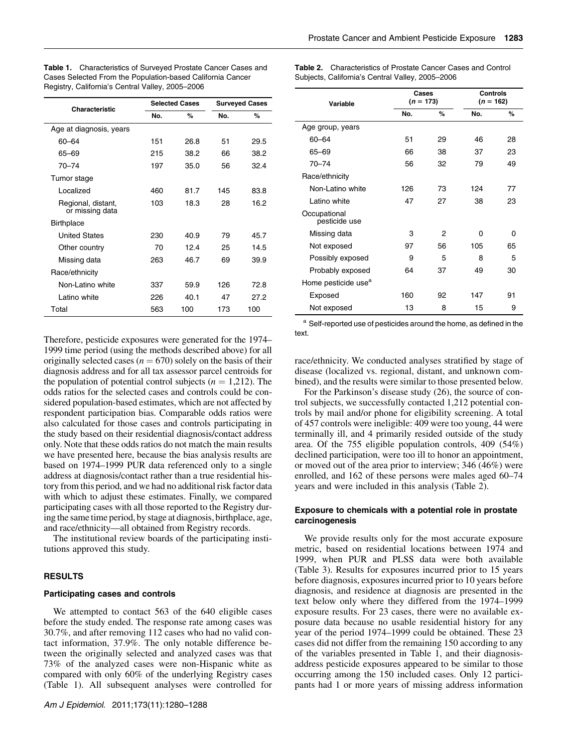**Table 1.** Characteristics of Surveyed Prostate Cancer Cases and Cases Selected From the Population-based California Cancer Registry, California's Central Valley, 2005–2006

| Characteristic | Selected Cases | | Surveyed Cases | |
|---|---|---|---|---|
| | No. | % | No. | % |
| Age at diagnosis, years | | | | |
| 60–64 | 151 | 26.8 | 51 | 29.5 |
| 65–69 | 215 | 38.2 | 66 | 38.2 |
| 70–74 | 197 | 35.0 | 56 | 32.4 |
| Tumor stage | | | | |
| Localized | 460 | 81.7 | 145 | 83.8 |
| Regional, distant, or missing data | 103 | 18.3 | 28 | 16.2 |
| Birthplace | | | | |
| United States | 230 | 40.9 | 79 | 45.7 |
| Other country | 70 | 12.4 | 25 | 14.5 |
| Missing data | 263 | 46.7 | 69 | 39.9 |
| Race/ethnicity | | | | |
| Non-Latino white | 337 | 59.9 | 126 | 72.8 |
| Latino white | 226 | 40.1 | 47 | 27.2 |
| Total | 563 | 100 | 173 | 100 |

Therefore, pesticide exposures were generated for the 1974–1999 time period (using the methods described above) for all originally selected cases ($n = 670$) solely on the basis of their diagnosis address and for all tax assessor parcel centroids for the population of potential control subjects ($n = 1{,}212$). The odds ratios for the selected cases and controls could be considered population-based estimates, which are not affected by respondent participation bias. Comparable odds ratios were also calculated for those cases and controls participating in the study based on their residential diagnosis/contact address only. Note that these odds ratios do not match the main results we have presented here, because the bias analysis results are based on 1974–1999 PUR data referenced only to a single address at diagnosis/contact rather than a true residential history from this period, and we had no additional risk factor data with which to adjust these estimates. Finally, we compared participating cases with all those reported to the Registry during the same time period, by stage at diagnosis, birthplace, age, and race/ethnicity—all obtained from Registry records.

The institutional review boards of the participating institutions approved this study.

## RESULTS

### Participating cases and controls

We attempted to contact 563 of the 640 eligible cases before the study ended. The response rate among cases was 30.7%, and after removing 112 cases who had no valid contact information, 37.9%. The only notable difference between the originally selected and analyzed cases was that 73% of the analyzed cases were non-Hispanic white as compared with only 60% of the underlying Registry cases (Table 1). All subsequent analyses were controlled for race/ethnicity. We conducted analyses stratified by stage of disease (localized vs. regional, distant, and unknown combined), and the results were similar to those presented below.

**Table 2.** Characteristics of Prostate Cancer Cases and Control Subjects, California's Central Valley, 2005–2006

| Variable | Cases ($n$ = 173) | | Controls ($n$ = 162) | |
|---|---|---|---|---|
| | No. | % | No. | % |
| Age group, years | | | | |
| 60–64 | 51 | 29 | 46 | 28 |
| 65–69 | 66 | 38 | 37 | 23 |
| 70–74 | 56 | 32 | 79 | 49 |
| Race/ethnicity | | | | |
| Non-Latino white | 126 | 73 | 124 | 77 |
| Latino white | 47 | 27 | 38 | 23 |
| Occupational pesticide use | | | | |
| Missing data | 3 | 2 | 0 | 0 |
| Not exposed | 97 | 56 | 105 | 65 |
| Possibly exposed | 9 | 5 | 8 | 5 |
| Probably exposed | 64 | 37 | 49 | 30 |
| Home pesticide use[a] | | | | |
| Exposed | 160 | 92 | 147 | 91 |
| Not exposed | 13 | 8 | 15 | 9 |

[a] Self-reported use of pesticides around the home, as defined in the text.

For the Parkinson's disease study (26), the source of control subjects, we successfully contacted 1,212 potential controls by mail and/or phone for eligibility screening. A total of 457 controls were ineligible: 409 were too young, 44 were terminally ill, and 4 primarily resided outside of the study area. Of the 755 eligible population controls, 409 (54%) declined participation, were too ill to honor an appointment, or moved out of the area prior to interview; 346 (46%) were enrolled, and 162 of these persons were males aged 60–74 years and were included in this analysis (Table 2).

### Exposure to chemicals with a potential role in prostate carcinogenesis

We provide results only for the most accurate exposure metric, based on residential locations between 1974 and 1999, when PUR and PLSS data were both available (Table 3). Results for exposures incurred prior to 15 years before diagnosis, exposures incurred prior to 10 years before diagnosis, and residence at diagnosis are presented in the text below only where they differed from the 1974–1999 exposure results. For 23 cases, there were no available exposure data because no usable residential history for any year of the period 1974–1999 could be obtained. These 23 cases did not differ from the remaining 150 according to any of the variables presented in Table 1, and their diagnosis-address pesticide exposures appeared to be similar to those occurring among the 150 included cases. Only 12 participants had 1 or more years of missing address information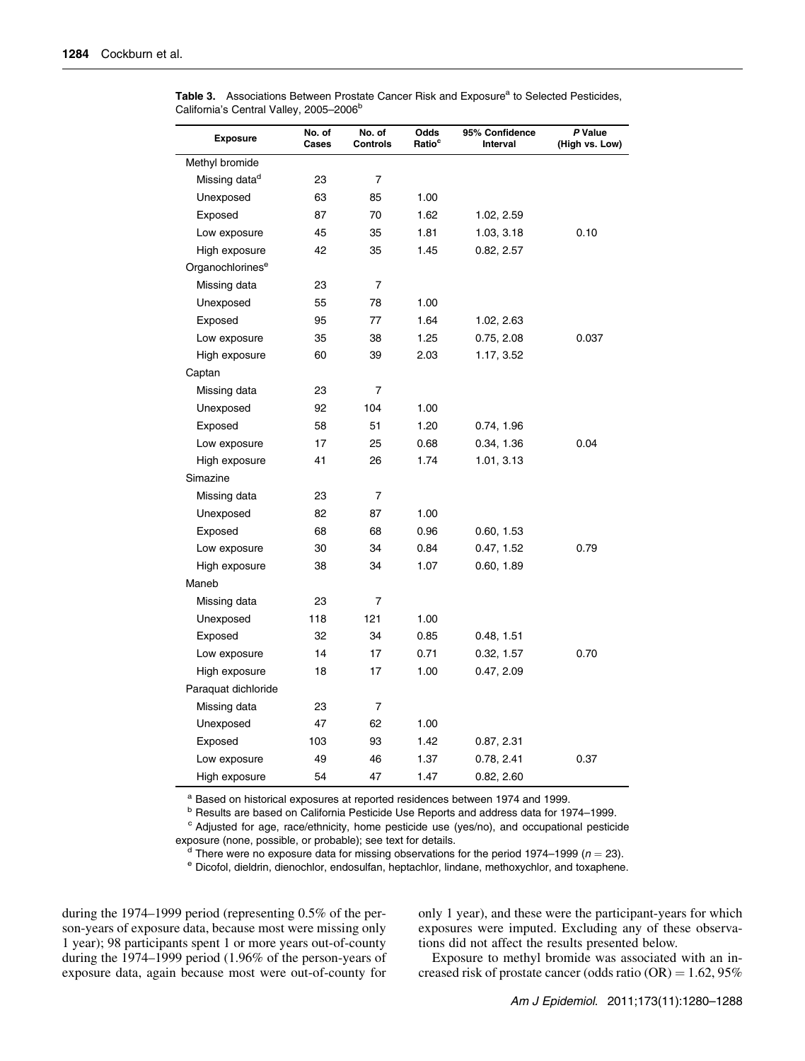**Table 3.** Associations Between Prostate Cancer Risk and Exposure[a] to Selected Pesticides, California's Central Valley, 2005–2006[b]

| Exposure | No. of Cases | No. of Controls | Odds Ratio[c] | 95% Confidence Interval | *P* Value (High vs. Low) |
|---|---|---|---|---|---|
| Methyl bromide | | | | | |
| Missing data[d] | 23 | 7 | | | |
| Unexposed | 63 | 85 | 1.00 | | |
| Exposed | 87 | 70 | 1.62 | 1.02, 2.59 | |
| Low exposure | 45 | 35 | 1.81 | 1.03, 3.18 | 0.10 |
| High exposure | 42 | 35 | 1.45 | 0.82, 2.57 | |
| Organochlorines[e] | | | | | |
| Missing data | 23 | 7 | | | |
| Unexposed | 55 | 78 | 1.00 | | |
| Exposed | 95 | 77 | 1.64 | 1.02, 2.63 | |
| Low exposure | 35 | 38 | 1.25 | 0.75, 2.08 | 0.037 |
| High exposure | 60 | 39 | 2.03 | 1.17, 3.52 | |
| Captan | | | | | |
| Missing data | 23 | 7 | | | |
| Unexposed | 92 | 104 | 1.00 | | |
| Exposed | 58 | 51 | 1.20 | 0.74, 1.96 | |
| Low exposure | 17 | 25 | 0.68 | 0.34, 1.36 | 0.04 |
| High exposure | 41 | 26 | 1.74 | 1.01, 3.13 | |
| Simazine | | | | | |
| Missing data | 23 | 7 | | | |
| Unexposed | 82 | 87 | 1.00 | | |
| Exposed | 68 | 68 | 0.96 | 0.60, 1.53 | |
| Low exposure | 30 | 34 | 0.84 | 0.47, 1.52 | 0.79 |
| High exposure | 38 | 34 | 1.07 | 0.60, 1.89 | |
| Maneb | | | | | |
| Missing data | 23 | 7 | | | |
| Unexposed | 118 | 121 | 1.00 | | |
| Exposed | 32 | 34 | 0.85 | 0.48, 1.51 | |
| Low exposure | 14 | 17 | 0.71 | 0.32, 1.57 | 0.70 |
| High exposure | 18 | 17 | 1.00 | 0.47, 2.09 | |
| Paraquat dichloride | | | | | |
| Missing data | 23 | 7 | | | |
| Unexposed | 47 | 62 | 1.00 | | |
| Exposed | 103 | 93 | 1.42 | 0.87, 2.31 | |
| Low exposure | 49 | 46 | 1.37 | 0.78, 2.41 | 0.37 |
| High exposure | 54 | 47 | 1.47 | 0.82, 2.60 | |

[a] Based on historical exposures at reported residences between 1974 and 1999.

[b] Results are based on California Pesticide Use Reports and address data for 1974–1999.

[c] Adjusted for age, race/ethnicity, home pesticide use (yes/no), and occupational pesticide exposure (none, possible, or probable); see text for details.

[d] There were no exposure data for missing observations for the period 1974–1999 ($n = 23$).

[e] Dicofol, dieldrin, dienochlor, endosulfan, heptachlor, lindane, methoxychlor, and toxaphene.

during the 1974–1999 period (representing 0.5% of the person-years of exposure data, because most were missing only 1 year); 98 participants spent 1 or more years out-of-county during the 1974–1999 period (1.96% of the person-years of exposure data, again because most were out-of-county for only 1 year), and these were the participant-years for which exposures were imputed. Excluding any of these observations did not affect the results presented below.

Exposure to methyl bromide was associated with an increased risk of prostate cancer (odds ratio (OR) = 1.62, 95%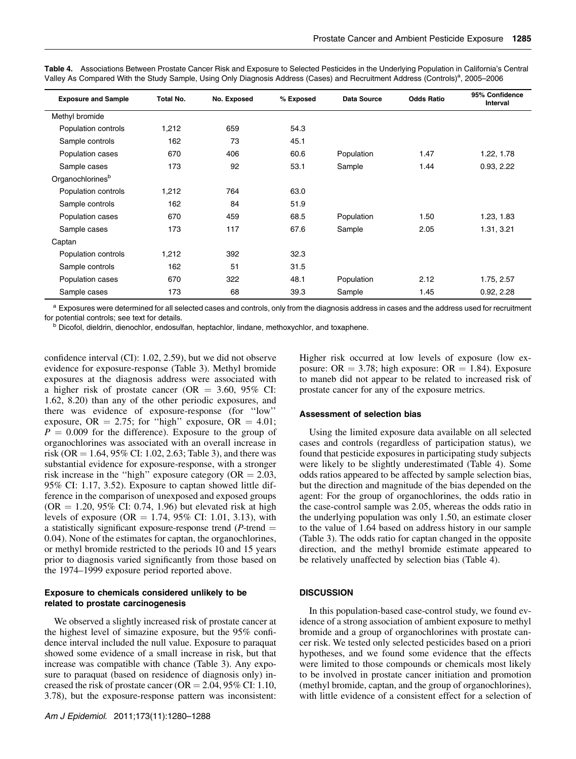**Table 4.** Associations Between Prostate Cancer Risk and Exposure to Selected Pesticides in the Underlying Population in California's Central Valley As Compared With the Study Sample, Using Only Diagnosis Address (Cases) and Recruitment Address (Controls)[a], 2005–2006

| Exposure and Sample | Total No. | No. Exposed | % Exposed | Data Source | Odds Ratio | 95% Confidence Interval |
|---|---|---|---|---|---|---|
| Methyl bromide | | | | | | |
| Population controls | 1,212 | 659 | 54.3 | | | |
| Sample controls | 162 | 73 | 45.1 | | | |
| Population cases | 670 | 406 | 60.6 | Population | 1.47 | 1.22, 1.78 |
| Sample cases | 173 | 92 | 53.1 | Sample | 1.44 | 0.93, 2.22 |
| Organochlorines[b] | | | | | | |
| Population controls | 1,212 | 764 | 63.0 | | | |
| Sample controls | 162 | 84 | 51.9 | | | |
| Population cases | 670 | 459 | 68.5 | Population | 1.50 | 1.23, 1.83 |
| Sample cases | 173 | 117 | 67.6 | Sample | 2.05 | 1.31, 3.21 |
| Captan | | | | | | |
| Population controls | 1,212 | 392 | 32.3 | | | |
| Sample controls | 162 | 51 | 31.5 | | | |
| Population cases | 670 | 322 | 48.1 | Population | 2.12 | 1.75, 2.57 |
| Sample cases | 173 | 68 | 39.3 | Sample | 1.45 | 0.92, 2.28 |

[a] Exposures were determined for all selected cases and controls, only from the diagnosis address in cases and the address used for recruitment for potential controls; see text for details.

[b] Dicofol, dieldrin, dienochlor, endosulfan, heptachlor, lindane, methoxychlor, and toxaphene.

confidence interval (CI): 1.02, 2.59), but we did not observe evidence for exposure-response (Table 3). Methyl bromide exposures at the diagnosis address were associated with a higher risk of prostate cancer (OR = 3.60, 95% CI: 1.62, 8.20) than any of the other periodic exposures, and there was evidence of exposure-response (for "low" exposure, OR = 2.75; for "high" exposure, OR = 4.01; $P = 0.009$ for the difference). Exposure to the group of organochlorines was associated with an overall increase in risk (OR = 1.64, 95% CI: 1.02, 2.63; Table 3), and there was substantial evidence for exposure-response, with a stronger risk increase in the "high" exposure category (OR = 2.03, 95% CI: 1.17, 3.52). Exposure to captan showed little difference in the comparison of unexposed and exposed groups (OR = 1.20, 95% CI: 0.74, 1.96) but elevated risk at high levels of exposure (OR = 1.74, 95% CI: 1.01, 3.13), with a statistically significant exposure-response trend ($P$-trend = 0.04). None of the estimates for captan, the organochlorines, or methyl bromide restricted to the periods 10 and 15 years prior to diagnosis varied significantly from those based on the 1974–1999 exposure period reported above.

### Exposure to chemicals considered unlikely to be related to prostate carcinogenesis

We observed a slightly increased risk of prostate cancer at the highest level of simazine exposure, but the 95% confidence interval included the null value. Exposure to paraquat showed some evidence of a small increase in risk, but that increase was compatible with chance (Table 3). Any exposure to paraquat (based on residence of diagnosis only) increased the risk of prostate cancer (OR = 2.04, 95% CI: 1.10, 3.78), but the exposure-response pattern was inconsistent: Higher risk occurred at low levels of exposure (low exposure: OR = 3.78; high exposure: OR = 1.84). Exposure to maneb did not appear to be related to increased risk of prostate cancer for any of the exposure metrics.

### Assessment of selection bias

Using the limited exposure data available on all selected cases and controls (regardless of participation status), we found that pesticide exposures in participating study subjects were likely to be slightly underestimated (Table 4). Some odds ratios appeared to be affected by sample selection bias, but the direction and magnitude of the bias depended on the agent: For the group of organochlorines, the odds ratio in the case-control sample was 2.05, whereas the odds ratio in the underlying population was only 1.50, an estimate closer to the value of 1.64 based on address history in our sample (Table 3). The odds ratio for captan changed in the opposite direction, and the methyl bromide estimate appeared to be relatively unaffected by selection bias (Table 4).

## DISCUSSION

In this population-based case-control study, we found evidence of a strong association of ambient exposure to methyl bromide and a group of organochlorines with prostate cancer risk. We tested only selected pesticides based on a priori hypotheses, and we found some evidence that the effects were limited to those compounds or chemicals most likely to be involved in prostate cancer initiation and promotion (methyl bromide, captan, and the group of organochlorines), with little evidence of a consistent effect for a selection of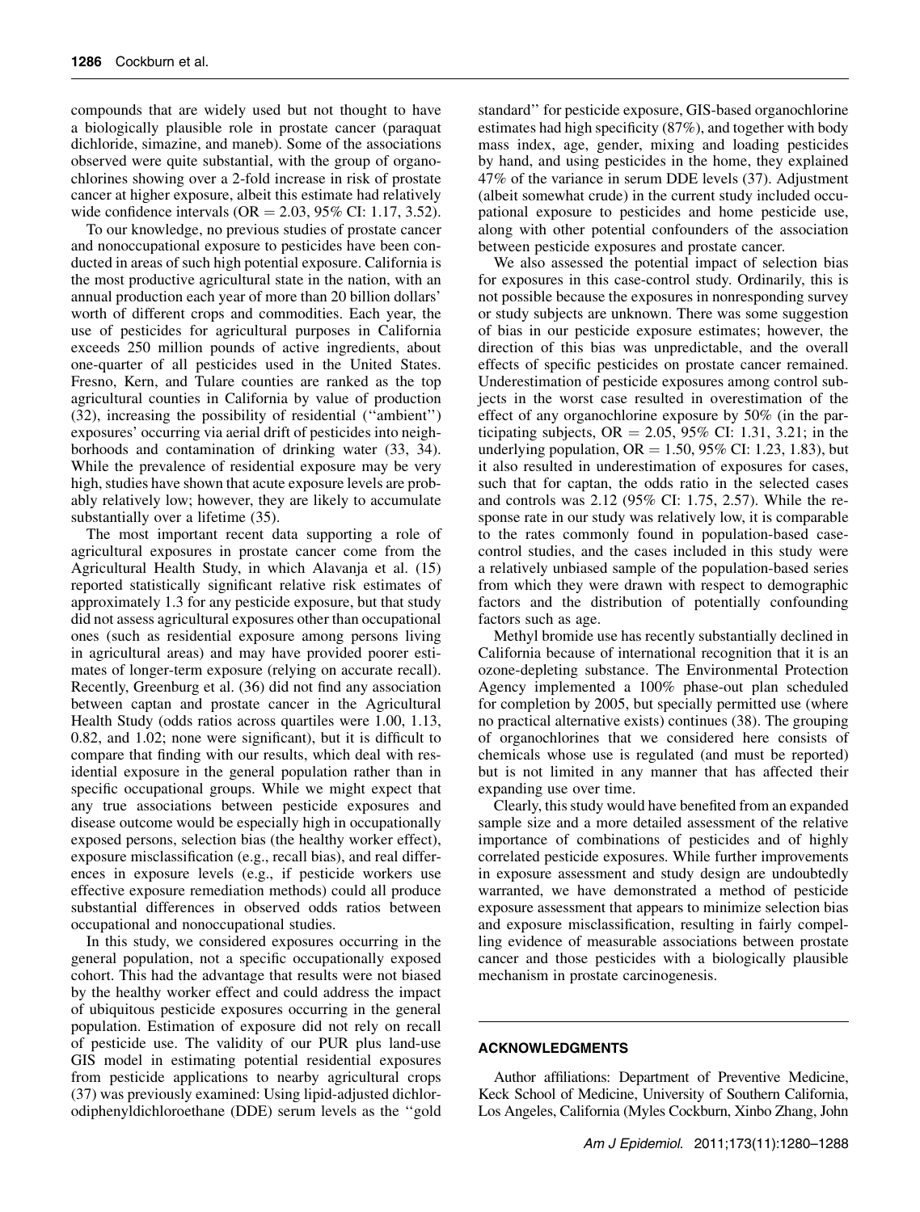compounds that are widely used but not thought to have a biologically plausible role in prostate cancer (paraquat dichloride, simazine, and maneb). Some of the associations observed were quite substantial, with the group of organochlorines showing over a 2-fold increase in risk of prostate cancer at higher exposure, albeit this estimate had relatively wide confidence intervals (OR = 2.03, 95% CI: 1.17, 3.52).

To our knowledge, no previous studies of prostate cancer and nonoccupational exposure to pesticides have been conducted in areas of such high potential exposure. California is the most productive agricultural state in the nation, with an annual production each year of more than 20 billion dollars' worth of different crops and commodities. Each year, the use of pesticides for agricultural purposes in California exceeds 250 million pounds of active ingredients, about one-quarter of all pesticides used in the United States. Fresno, Kern, and Tulare counties are ranked as the top agricultural counties in California by value of production (32), increasing the possibility of residential (''ambient'') exposures' occurring via aerial drift of pesticides into neighborhoods and contamination of drinking water (33, 34). While the prevalence of residential exposure may be very high, studies have shown that acute exposure levels are probably relatively low; however, they are likely to accumulate substantially over a lifetime (35).

The most important recent data supporting a role of agricultural exposures in prostate cancer come from the Agricultural Health Study, in which Alavanja et al. (15) reported statistically significant relative risk estimates of approximately 1.3 for any pesticide exposure, but that study did not assess agricultural exposures other than occupational ones (such as residential exposure among persons living in agricultural areas) and may have provided poorer estimates of longer-term exposure (relying on accurate recall). Recently, Greenburg et al. (36) did not find any association between captan and prostate cancer in the Agricultural Health Study (odds ratios across quartiles were 1.00, 1.13, 0.82, and 1.02; none were significant), but it is difficult to compare that finding with our results, which deal with residential exposure in the general population rather than in specific occupational groups. While we might expect that any true associations between pesticide exposures and disease outcome would be especially high in occupationally exposed persons, selection bias (the healthy worker effect), exposure misclassification (e.g., recall bias), and real differences in exposure levels (e.g., if pesticide workers use effective exposure remediation methods) could all produce substantial differences in observed odds ratios between occupational and nonoccupational studies.

In this study, we considered exposures occurring in the general population, not a specific occupationally exposed cohort. This had the advantage that results were not biased by the healthy worker effect and could address the impact of ubiquitous pesticide exposures occurring in the general population. Estimation of exposure did not rely on recall of pesticide use. The validity of our PUR plus land-use GIS model in estimating potential residential exposures from pesticide applications to nearby agricultural crops (37) was previously examined: Using lipid-adjusted dichlorodiphenyldichloroethane (DDE) serum levels as the ''gold standard'' for pesticide exposure, GIS-based organochlorine estimates had high specificity (87%), and together with body mass index, age, gender, mixing and loading pesticides by hand, and using pesticides in the home, they explained 47% of the variance in serum DDE levels (37). Adjustment (albeit somewhat crude) in the current study included occupational exposure to pesticides and home pesticide use, along with other potential confounders of the association between pesticide exposures and prostate cancer.

We also assessed the potential impact of selection bias for exposures in this case-control study. Ordinarily, this is not possible because the exposures in nonresponding survey or study subjects are unknown. There was some suggestion of bias in our pesticide exposure estimates; however, the direction of this bias was unpredictable, and the overall effects of specific pesticides on prostate cancer remained. Underestimation of pesticide exposures among control subjects in the worst case resulted in overestimation of the effect of any organochlorine exposure by 50% (in the participating subjects, OR = 2.05, 95% CI: 1.31, 3.21; in the underlying population, OR = 1.50, 95% CI: 1.23, 1.83), but it also resulted in underestimation of exposures for cases, such that for captan, the odds ratio in the selected cases and controls was 2.12 (95% CI: 1.75, 2.57). While the response rate in our study was relatively low, it is comparable to the rates commonly found in population-based case-control studies, and the cases included in this study were a relatively unbiased sample of the population-based series from which they were drawn with respect to demographic factors and the distribution of potentially confounding factors such as age.

Methyl bromide use has recently substantially declined in California because of international recognition that it is an ozone-depleting substance. The Environmental Protection Agency implemented a 100% phase-out plan scheduled for completion by 2005, but specially permitted use (where no practical alternative exists) continues (38). The grouping of organochlorines that we considered here consists of chemicals whose use is regulated (and must be reported) but is not limited in any manner that has affected their expanding use over time.

Clearly, this study would have benefited from an expanded sample size and a more detailed assessment of the relative importance of combinations of pesticides and of highly correlated pesticide exposures. While further improvements in exposure assessment and study design are undoubtedly warranted, we have demonstrated a method of pesticide exposure assessment that appears to minimize selection bias and exposure misclassification, resulting in fairly compelling evidence of measurable associations between prostate cancer and those pesticides with a biologically plausible mechanism in prostate carcinogenesis.

## ACKNOWLEDGMENTS

Author affiliations: Department of Preventive Medicine, Keck School of Medicine, University of Southern California, Los Angeles, California (Myles Cockburn, Xinbo Zhang, John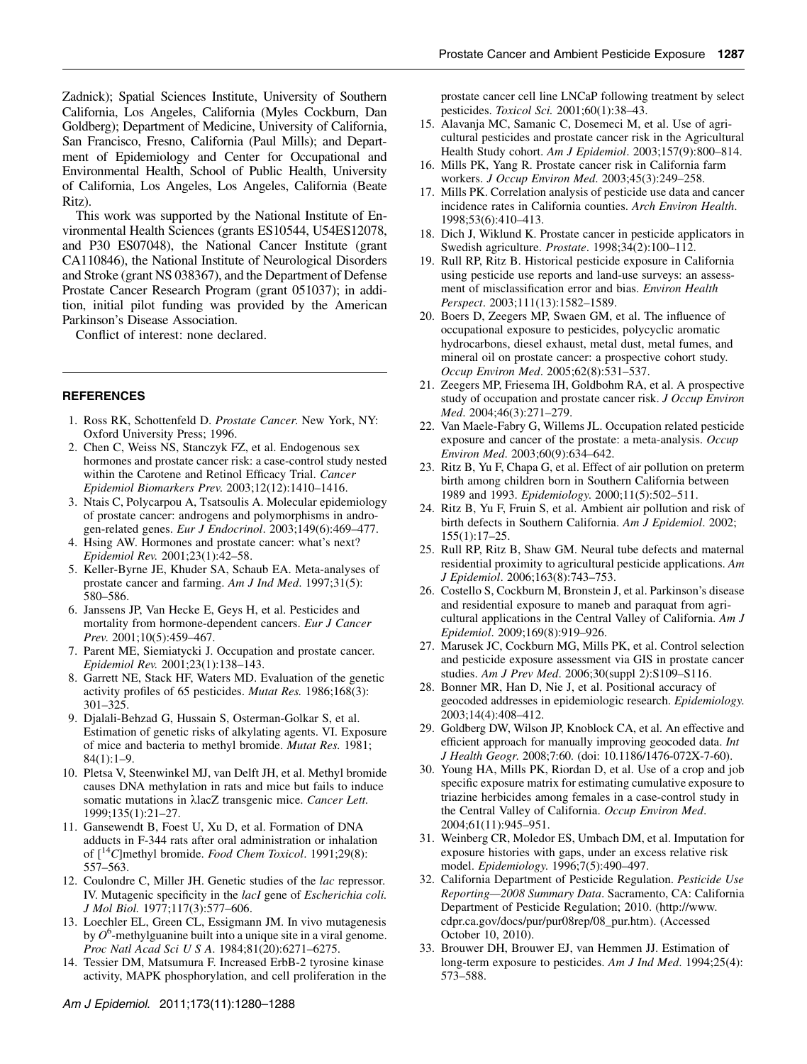Zadnick); Spatial Sciences Institute, University of Southern California, Los Angeles, California (Myles Cockburn, Dan Goldberg); Department of Medicine, University of California, San Francisco, Fresno, California (Paul Mills); and Department of Epidemiology and Center for Occupational and Environmental Health, School of Public Health, University of California, Los Angeles, Los Angeles, California (Beate Ritz).

This work was supported by the National Institute of Environmental Health Sciences (grants ES10544, U54ES12078, and P30 ES07048), the National Cancer Institute (grant CA110846), the National Institute of Neurological Disorders and Stroke (grant NS 038367), and the Department of Defense Prostate Cancer Research Program (grant 051037); in addition, initial pilot funding was provided by the American Parkinson's Disease Association.

Conflict of interest: none declared.

## REFERENCES

1. Ross RK, Schottenfeld D. *Prostate Cancer*. New York, NY: Oxford University Press; 1996.
2. Chen C, Weiss NS, Stanczyk FZ, et al. Endogenous sex hormones and prostate cancer risk: a case-control study nested within the Carotene and Retinol Efficacy Trial. *Cancer Epidemiol Biomarkers Prev*. 2003;12(12):1410–1416.
3. Ntais C, Polycarpou A, Tsatsoulis A. Molecular epidemiology of prostate cancer: androgens and polymorphisms in androgen-related genes. *Eur J Endocrinol*. 2003;149(6):469–477.
4. Hsing AW. Hormones and prostate cancer: what's next? *Epidemiol Rev*. 2001;23(1):42–58.
5. Keller-Byrne JE, Khuder SA, Schaub EA. Meta-analyses of prostate cancer and farming. *Am J Ind Med*. 1997;31(5): 580–586.
6. Janssens JP, Van Hecke E, Geys H, et al. Pesticides and mortality from hormone-dependent cancers. *Eur J Cancer Prev*. 2001;10(5):459–467.
7. Parent ME, Siemiatycki J. Occupation and prostate cancer. *Epidemiol Rev*. 2001;23(1):138–143.
8. Garrett NE, Stack HF, Waters MD. Evaluation of the genetic activity profiles of 65 pesticides. *Mutat Res*. 1986;168(3): 301–325.
9. Djalali-Behzad G, Hussain S, Osterman-Golkar S, et al. Estimation of genetic risks of alkylating agents. VI. Exposure of mice and bacteria to methyl bromide. *Mutat Res*. 1981; 84(1):1–9.
10. Pletsa V, Steenwinkel MJ, van Delft JH, et al. Methyl bromide causes DNA methylation in rats and mice but fails to induce somatic mutations in λlacZ transgenic mice. *Cancer Lett*. 1999;135(1):21–27.
11. Gansewendt B, Foest U, Xu D, et al. Formation of DNA adducts in F-344 rats after oral administration or inhalation of [$^{14}C$]methyl bromide. *Food Chem Toxicol*. 1991;29(8): 557–563.
12. Coulondre C, Miller JH. Genetic studies of the *lac* repressor. IV. Mutagenic specificity in the *lacI* gene of *Escherichia coli*. *J Mol Biol*. 1977;117(3):577–606.
13. Loechler EL, Green CL, Essigmann JM. In vivo mutagenesis by $O^6$-methylguanine built into a unique site in a viral genome. *Proc Natl Acad Sci U S A*. 1984;81(20):6271–6275.
14. Tessier DM, Matsumura F. Increased ErbB-2 tyrosine kinase activity, MAPK phosphorylation, and cell proliferation in the prostate cancer cell line LNCaP following treatment by select pesticides. *Toxicol Sci*. 2001;60(1):38–43.
15. Alavanja MC, Samanic C, Dosemeci M, et al. Use of agricultural pesticides and prostate cancer risk in the Agricultural Health Study cohort. *Am J Epidemiol*. 2003;157(9):800–814.
16. Mills PK, Yang R. Prostate cancer risk in California farm workers. *J Occup Environ Med*. 2003;45(3):249–258.
17. Mills PK. Correlation analysis of pesticide use data and cancer incidence rates in California counties. *Arch Environ Health*. 1998;53(6):410–413.
18. Dich J, Wiklund K. Prostate cancer in pesticide applicators in Swedish agriculture. *Prostate*. 1998;34(2):100–112.
19. Rull RP, Ritz B. Historical pesticide exposure in California using pesticide use reports and land-use surveys: an assessment of misclassification error and bias. *Environ Health Perspect*. 2003;111(13):1582–1589.
20. Boers D, Zeegers MP, Swaen GM, et al. The influence of occupational exposure to pesticides, polycyclic aromatic hydrocarbons, diesel exhaust, metal dust, metal fumes, and mineral oil on prostate cancer: a prospective cohort study. *Occup Environ Med*. 2005;62(8):531–537.
21. Zeegers MP, Friesema IH, Goldbohm RA, et al. A prospective study of occupation and prostate cancer risk. *J Occup Environ Med*. 2004;46(3):271–279.
22. Van Maele-Fabry G, Willems JL. Occupation related pesticide exposure and cancer of the prostate: a meta-analysis. *Occup Environ Med*. 2003;60(9):634–642.
23. Ritz B, Yu F, Chapa G, et al. Effect of air pollution on preterm birth among children born in Southern California between 1989 and 1993. *Epidemiology*. 2000;11(5):502–511.
24. Ritz B, Yu F, Fruin S, et al. Ambient air pollution and risk of birth defects in Southern California. *Am J Epidemiol*. 2002; 155(1):17–25.
25. Rull RP, Ritz B, Shaw GM. Neural tube defects and maternal residential proximity to agricultural pesticide applications. *Am J Epidemiol*. 2006;163(8):743–753.
26. Costello S, Cockburn M, Bronstein J, et al. Parkinson's disease and residential exposure to maneb and paraquat from agricultural applications in the Central Valley of California. *Am J Epidemiol*. 2009;169(8):919–926.
27. Marusek JC, Cockburn MG, Mills PK, et al. Control selection and pesticide exposure assessment via GIS in prostate cancer studies. *Am J Prev Med*. 2006;30(suppl 2):S109–S116.
28. Bonner MR, Han D, Nie J, et al. Positional accuracy of geocoded addresses in epidemiologic research. *Epidemiology*. 2003;14(4):408–412.
29. Goldberg DW, Wilson JP, Knoblock CA, et al. An effective and efficient approach for manually improving geocoded data. *Int J Health Geogr*. 2008;7:60. (doi: 10.1186/1476-072X-7-60).
30. Young HA, Mills PK, Riordan D, et al. Use of a crop and job specific exposure matrix for estimating cumulative exposure to triazine herbicides among females in a case-control study in the Central Valley of California. *Occup Environ Med*. 2004;61(11):945–951.
31. Weinberg CR, Moledor ES, Umbach DM, et al. Imputation for exposure histories with gaps, under an excess relative risk model. *Epidemiology*. 1996;7(5):490–497.
32. California Department of Pesticide Regulation. *Pesticide Use Reporting—2008 Summary Data*. Sacramento, CA: California Department of Pesticide Regulation; 2010. (http://www.cdpr.ca.gov/docs/pur/pur08rep/08_pur.htm). (Accessed October 10, 2010).
33. Brouwer DH, Brouwer EJ, van Hemmen JJ. Estimation of long-term exposure to pesticides. *Am J Ind Med*. 1994;25(4): 573–588.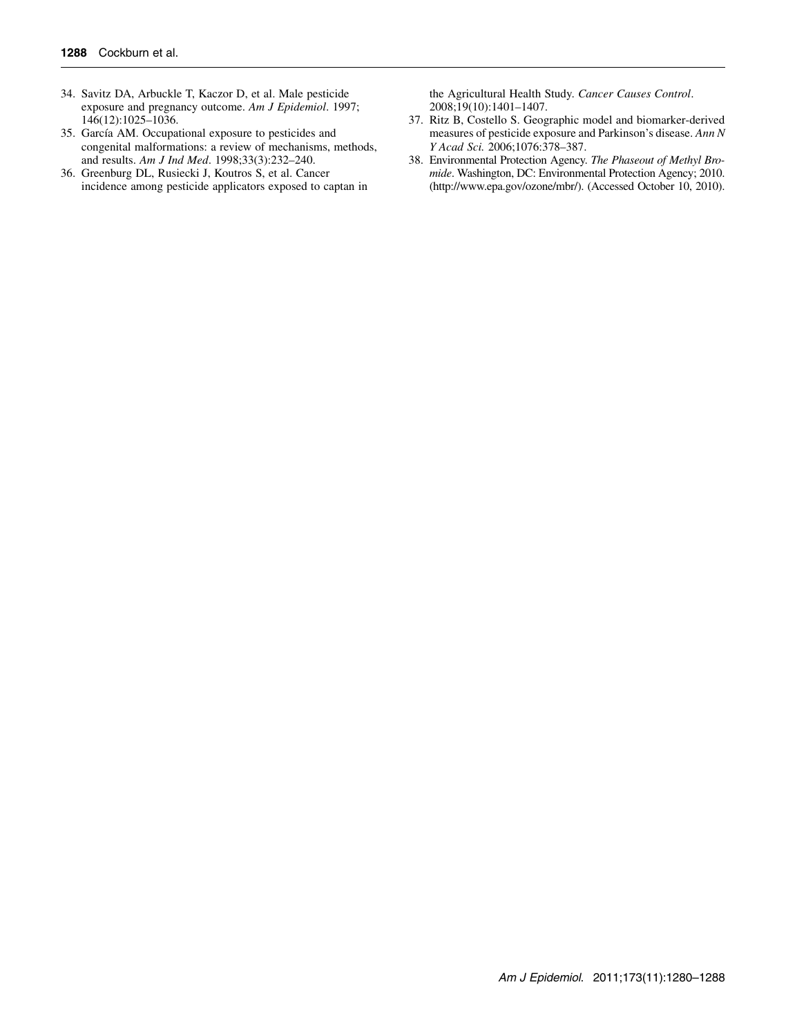34. Savitz DA, Arbuckle T, Kaczor D, et al. Male pesticide exposure and pregnancy outcome. *Am J Epidemiol*. 1997; 146(12):1025–1036.
35. García AM. Occupational exposure to pesticides and congenital malformations: a review of mechanisms, methods, and results. *Am J Ind Med*. 1998;33(3):232–240.
36. Greenburg DL, Rusiecki J, Koutros S, et al. Cancer incidence among pesticide applicators exposed to captan in the Agricultural Health Study. *Cancer Causes Control*. 2008;19(10):1401–1407.
37. Ritz B, Costello S. Geographic model and biomarker-derived measures of pesticide exposure and Parkinson's disease. *Ann N Y Acad Sci.* 2006;1076:378–387.
38. Environmental Protection Agency. *The Phaseout of Methyl Bromide*. Washington, DC: Environmental Protection Agency; 2010. (http://www.epa.gov/ozone/mbr/). (Accessed October 10, 2010).